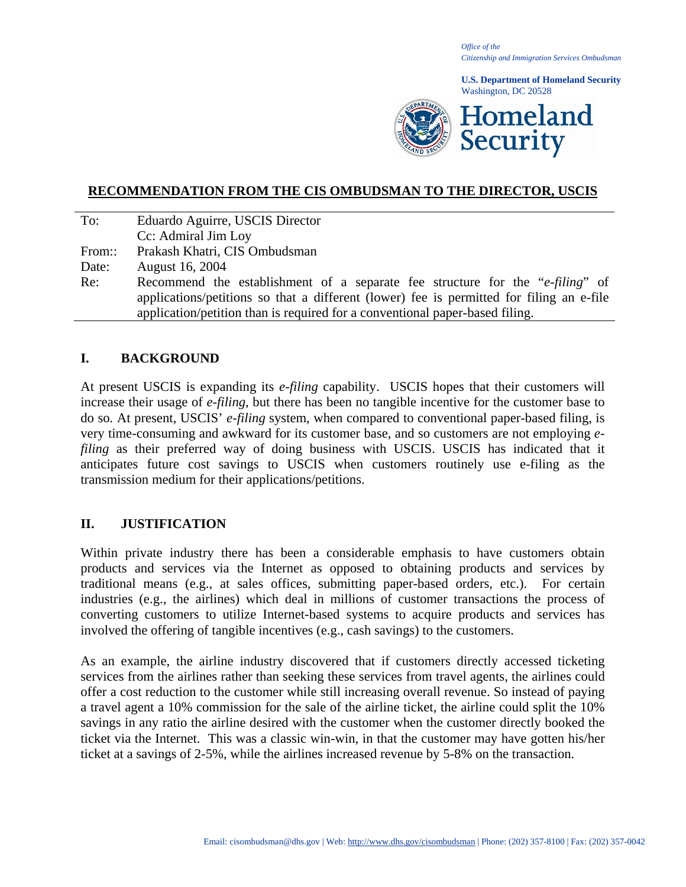*Office of the*
*Citizenship and Immigration Services Ombudsman*

**U.S. Department of Homeland Security**
Washington, DC 20528

Homeland Security

## RECOMMENDATION FROM THE CIS OMBUDSMAN TO THE DIRECTOR, USCIS

| | |
|---|---|
| To: | Eduardo Aguirre, USCIS Director |
| | Cc: Admiral Jim Loy |
| From:: | Prakash Khatri, CIS Ombudsman |
| Date: | August 16, 2004 |
| Re: | Recommend the establishment of a separate fee structure for the "*e-filing*" of applications/petitions so that a different (lower) fee is permitted for filing an e-file application/petition than is required for a conventional paper-based filing. |

## I. BACKGROUND

At present USCIS is expanding its *e-filing* capability. USCIS hopes that their customers will increase their usage of *e-filing*, but there has been no tangible incentive for the customer base to do so. At present, USCIS' *e-filing* system, when compared to conventional paper-based filing, is very time-consuming and awkward for its customer base, and so customers are not employing *e-filing* as their preferred way of doing business with USCIS. USCIS has indicated that it anticipates future cost savings to USCIS when customers routinely use e-filing as the transmission medium for their applications/petitions.

## II. JUSTIFICATION

Within private industry there has been a considerable emphasis to have customers obtain products and services via the Internet as opposed to obtaining products and services by traditional means (e.g., at sales offices, submitting paper-based orders, etc.). For certain industries (e.g., the airlines) which deal in millions of customer transactions the process of converting customers to utilize Internet-based systems to acquire products and services has involved the offering of tangible incentives (e.g., cash savings) to the customers.

As an example, the airline industry discovered that if customers directly accessed ticketing services from the airlines rather than seeking these services from travel agents, the airlines could offer a cost reduction to the customer while still increasing overall revenue. So instead of paying a travel agent a 10% commission for the sale of the airline ticket, the airline could split the 10% savings in any ratio the airline desired with the customer when the customer directly booked the ticket via the Internet. This was a classic win-win, in that the customer may have gotten his/her ticket at a savings of 2-5%, while the airlines increased revenue by 5-8% on the transaction.

Email: cisombudsman@dhs.gov | Web: http://www.dhs.gov/cisombudsman | Phone: (202) 357-8100 | Fax: (202) 357-0042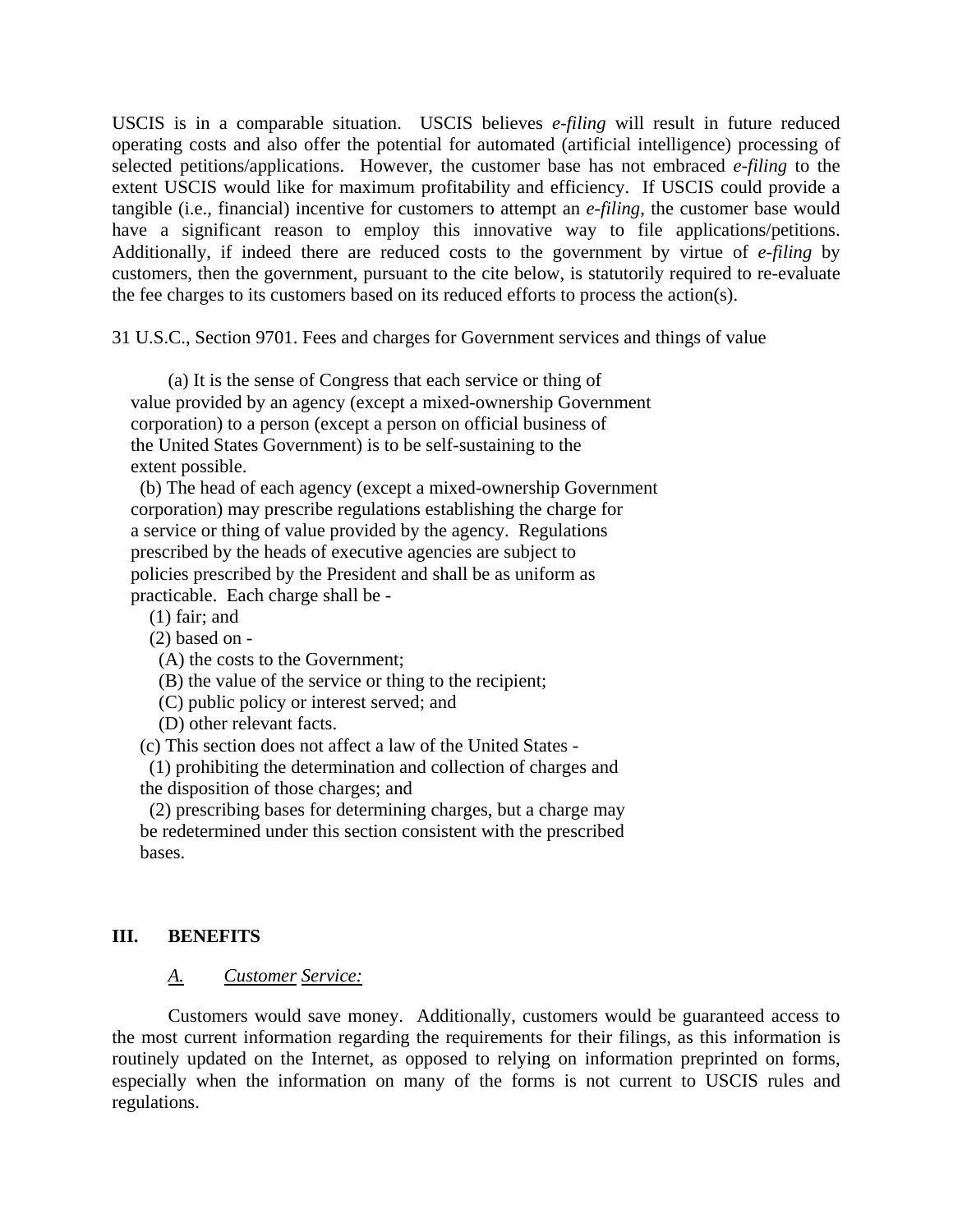USCIS is in a comparable situation. USCIS believes *e-filing* will result in future reduced operating costs and also offer the potential for automated (artificial intelligence) processing of selected petitions/applications. However, the customer base has not embraced *e-filing* to the extent USCIS would like for maximum profitability and efficiency. If USCIS could provide a tangible (i.e., financial) incentive for customers to attempt an *e-filing*, the customer base would have a significant reason to employ this innovative way to file applications/petitions. Additionally, if indeed there are reduced costs to the government by virtue of *e-filing* by customers, then the government, pursuant to the cite below, is statutorily required to re-evaluate the fee charges to its customers based on its reduced efforts to process the action(s).

31 U.S.C., Section 9701. Fees and charges for Government services and things of value

> (a) It is the sense of Congress that each service or thing of value provided by an agency (except a mixed-ownership Government corporation) to a person (except a person on official business of the United States Government) is to be self-sustaining to the extent possible.
>
> (b) The head of each agency (except a mixed-ownership Government corporation) may prescribe regulations establishing the charge for a service or thing of value provided by the agency. Regulations prescribed by the heads of executive agencies are subject to policies prescribed by the President and shall be as uniform as practicable. Each charge shall be -
>
> (1) fair; and
>
> (2) based on -
>
> (A) the costs to the Government;
>
> (B) the value of the service or thing to the recipient;
>
> (C) public policy or interest served; and
>
> (D) other relevant facts.
>
> (c) This section does not affect a law of the United States -
>
> (1) prohibiting the determination and collection of charges and the disposition of those charges; and
>
> (2) prescribing bases for determining charges, but a charge may be redetermined under this section consistent with the prescribed bases.

## III. BENEFITS

### *A. Customer Service:*

Customers would save money. Additionally, customers would be guaranteed access to the most current information regarding the requirements for their filings, as this information is routinely updated on the Internet, as opposed to relying on information preprinted on forms, especially when the information on many of the forms is not current to USCIS rules and regulations.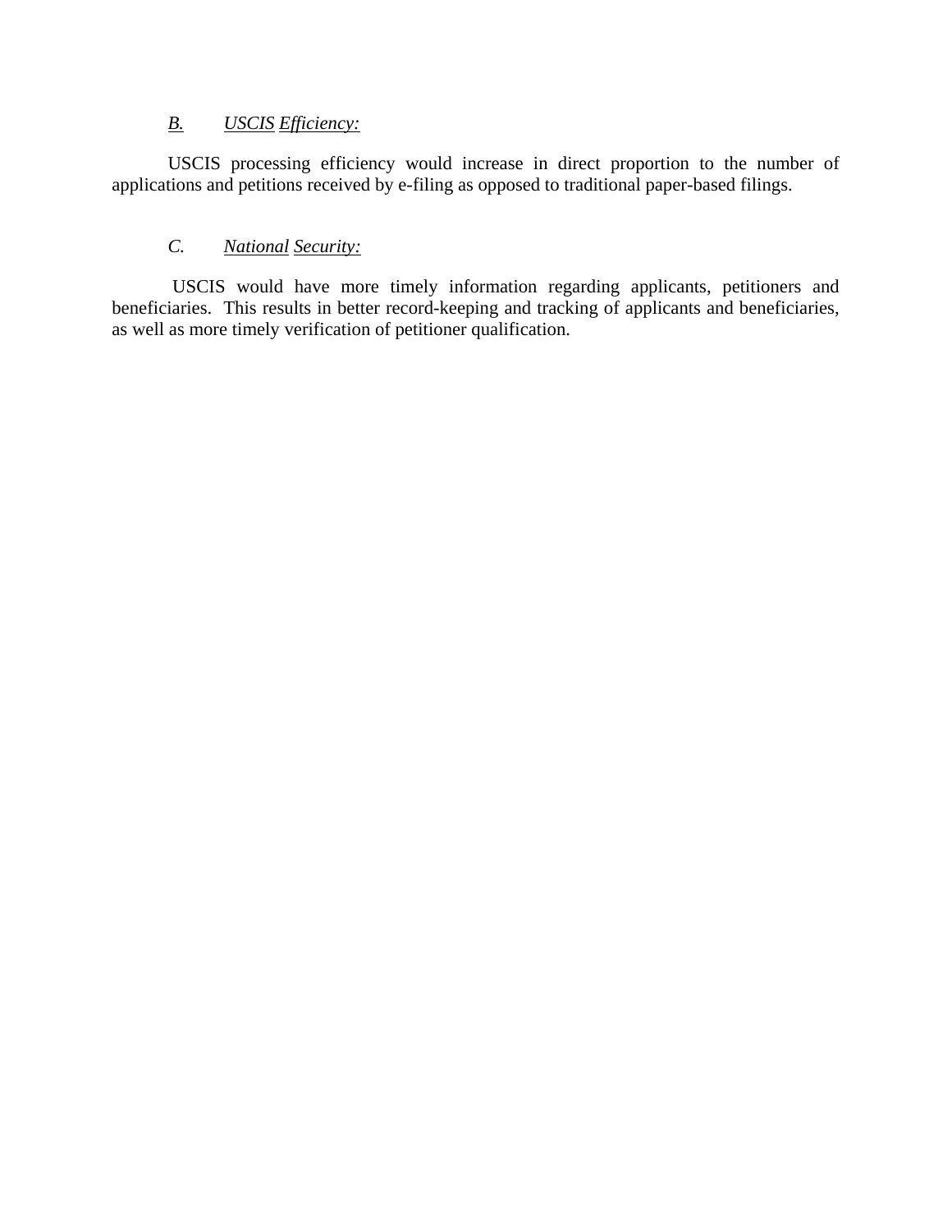### *B. USCIS Efficiency:*

USCIS processing efficiency would increase in direct proportion to the number of applications and petitions received by e-filing as opposed to traditional paper-based filings.

### *C. National Security:*

USCIS would have more timely information regarding applicants, petitioners and beneficiaries. This results in better record-keeping and tracking of applicants and beneficiaries, as well as more timely verification of petitioner qualification.